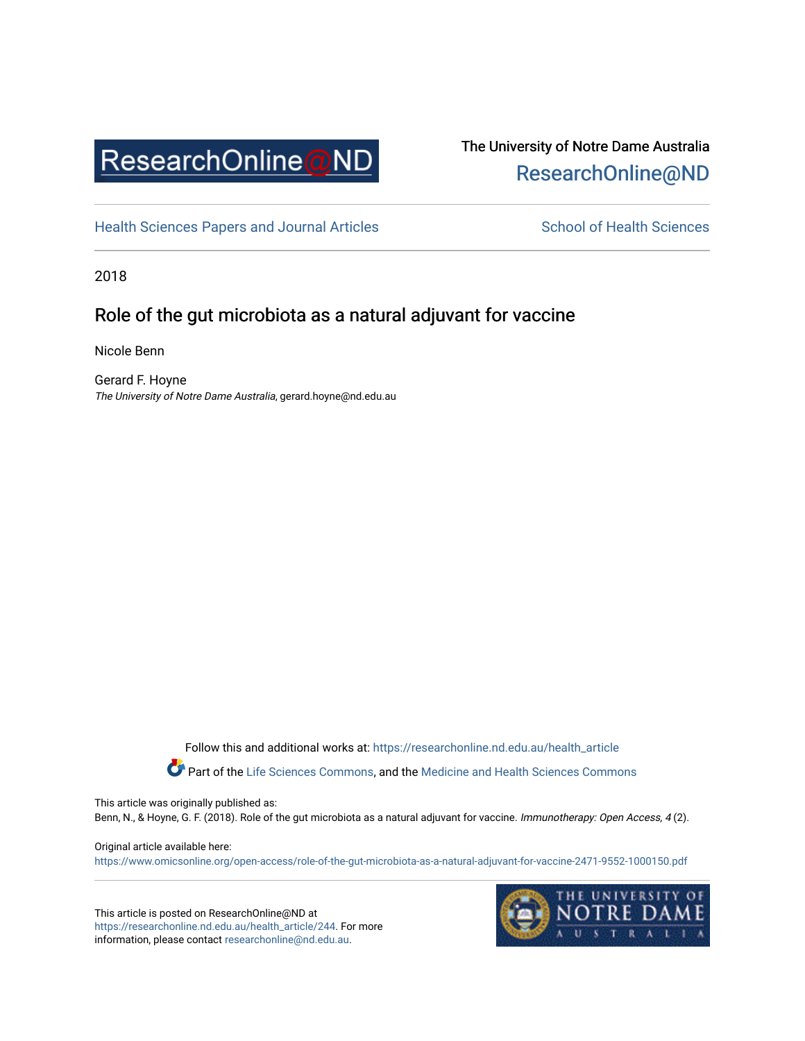The University of Notre Dame Australia
ResearchOnline@ND

Health Sciences Papers and Journal Articles — School of Health Sciences

2018

# Role of the gut microbiota as a natural adjuvant for vaccine

Nicole Benn

Gerard F. Hoyne
*The University of Notre Dame Australia*, gerard.hoyne@nd.edu.au

Follow this and additional works at: https://researchonline.nd.edu.au/health_article

Part of the Life Sciences Commons, and the Medicine and Health Sciences Commons

This article was originally published as:
Benn, N., & Hoyne, G. F. (2018). Role of the gut microbiota as a natural adjuvant for vaccine. *Immunotherapy: Open Access, 4* (2).

Original article available here:
https://www.omicsonline.org/open-access/role-of-the-gut-microbiota-as-a-natural-adjuvant-for-vaccine-2471-9552-1000150.pdf

This article is posted on ResearchOnline@ND at https://researchonline.nd.edu.au/health_article/244. For more information, please contact researchonline@nd.edu.au.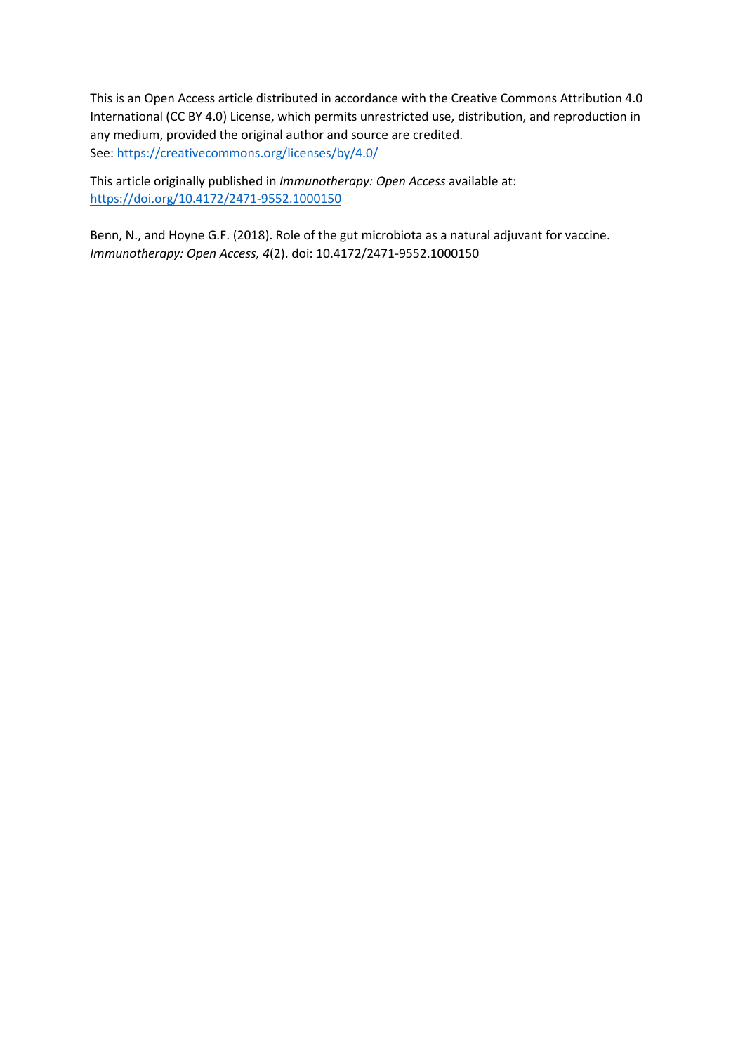This is an Open Access article distributed in accordance with the Creative Commons Attribution 4.0 International (CC BY 4.0) License, which permits unrestricted use, distribution, and reproduction in any medium, provided the original author and source are credited.
See: [https://creativecommons.org/licenses/by/4.0/](https://creativecommons.org/licenses/by/4.0/)

This article originally published in *Immunotherapy: Open Access* available at:
[https://doi.org/10.4172/2471-9552.1000150](https://doi.org/10.4172/2471-9552.1000150)

Benn, N., and Hoyne G.F. (2018). Role of the gut microbiota as a natural adjuvant for vaccine. *Immunotherapy: Open Access, 4*(2). doi: 10.4172/2471-9552.1000150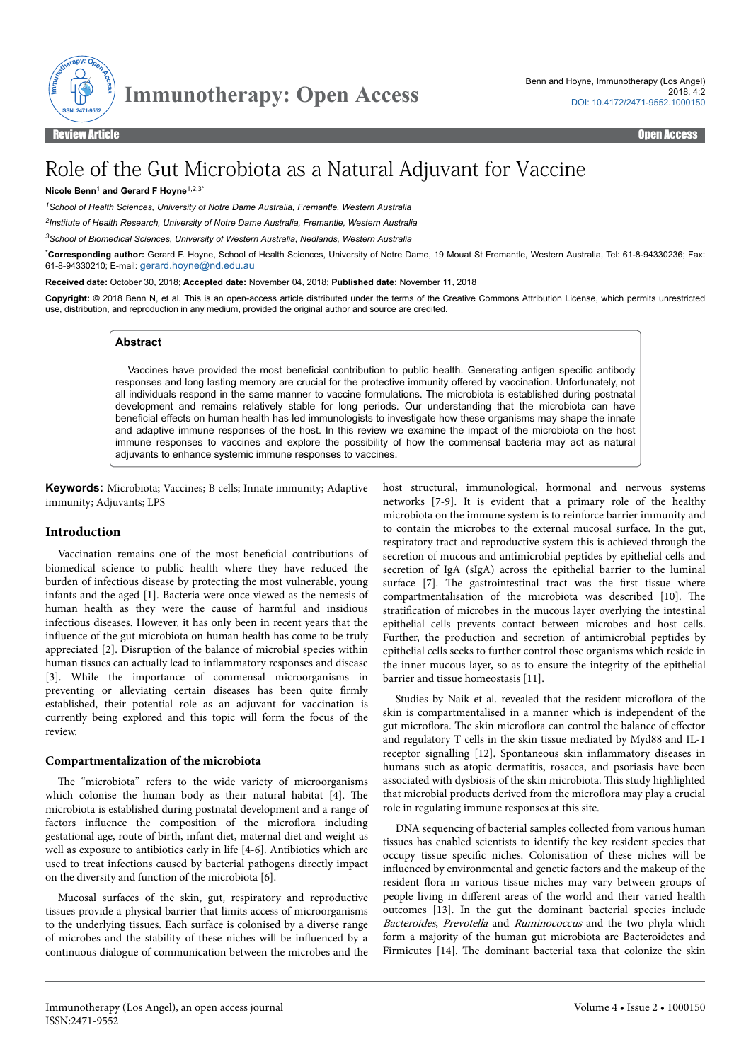# Role of the Gut Microbiota as a Natural Adjuvant for Vaccine

**Nicole Benn**[1] **and Gerard F Hoyne**[1,2,3*]

[1]*School of Health Sciences, University of Notre Dame Australia, Fremantle, Western Australia*

[2]*Institute of Health Research, University of Notre Dame Australia, Fremantle, Western Australia*

[3]*School of Biomedical Sciences, University of Western Australia, Nedlands, Western Australia*

[*]**Corresponding author:** Gerard F. Hoyne, School of Health Sciences, University of Notre Dame, 19 Mouat St Fremantle, Western Australia, Tel: 61-8-94330236; Fax: 61-8-94330210; E-mail: gerard.hoyne@nd.edu.au

**Received date:** October 30, 2018; **Accepted date:** November 04, 2018; **Published date:** November 11, 2018

**Copyright:** © 2018 Benn N, et al. This is an open-access article distributed under the terms of the Creative Commons Attribution License, which permits unrestricted use, distribution, and reproduction in any medium, provided the original author and source are credited.

## Abstract

Vaccines have provided the most beneficial contribution to public health. Generating antigen specific antibody responses and long lasting memory are crucial for the protective immunity offered by vaccination. Unfortunately, not all individuals respond in the same manner to vaccine formulations. The microbiota is established during postnatal development and remains relatively stable for long periods. Our understanding that the microbiota can have beneficial effects on human health has led immunologists to investigate how these organisms may shape the innate and adaptive immune responses of the host. In this review we examine the impact of the microbiota on the host immune responses to vaccines and explore the possibility of how the commensal bacteria may act as natural adjuvants to enhance systemic immune responses to vaccines.

**Keywords:** Microbiota; Vaccines; B cells; Innate immunity; Adaptive immunity; Adjuvants; LPS

## Introduction

Vaccination remains one of the most beneficial contributions of biomedical science to public health where they have reduced the burden of infectious disease by protecting the most vulnerable, young infants and the aged [1]. Bacteria were once viewed as the nemesis of human health as they were the cause of harmful and insidious infectious diseases. However, it has only been in recent years that the influence of the gut microbiota on human health has come to be truly appreciated [2]. Disruption of the balance of microbial species within human tissues can actually lead to inflammatory responses and disease [3]. While the importance of commensal microorganisms in preventing or alleviating certain diseases has been quite firmly established, their potential role as an adjuvant for vaccination is currently being explored and this topic will form the focus of the review.

### Compartmentalization of the microbiota

The "microbiota" refers to the wide variety of microorganisms which colonise the human body as their natural habitat [4]. The microbiota is established during postnatal development and a range of factors influence the composition of the microflora including gestational age, route of birth, infant diet, maternal diet and weight as well as exposure to antibiotics early in life [4-6]. Antibiotics which are used to treat infections caused by bacterial pathogens directly impact on the diversity and function of the microbiota [6].

Mucosal surfaces of the skin, gut, respiratory and reproductive tissues provide a physical barrier that limits access of microorganisms to the underlying tissues. Each surface is colonised by a diverse range of microbes and the stability of these niches will be influenced by a continuous dialogue of communication between the microbes and the host structural, immunological, hormonal and nervous systems networks [7-9]. It is evident that a primary role of the healthy microbiota on the immune system is to reinforce barrier immunity and to contain the microbes to the external mucosal surface. In the gut, respiratory tract and reproductive system this is achieved through the secretion of mucous and antimicrobial peptides by epithelial cells and secretion of IgA (sIgA) across the epithelial barrier to the luminal surface [7]. The gastrointestinal tract was the first tissue where compartmentalisation of the microbiota was described [10]. The stratification of microbes in the mucous layer overlying the intestinal epithelial cells prevents contact between microbes and host cells. Further, the production and secretion of antimicrobial peptides by epithelial cells seeks to further control those organisms which reside in the inner mucous layer, so as to ensure the integrity of the epithelial barrier and tissue homeostasis [11].

Studies by Naik et al. revealed that the resident microflora of the skin is compartmentalised in a manner which is independent of the gut microflora. The skin microflora can control the balance of effector and regulatory T cells in the skin tissue mediated by Myd88 and IL-1 receptor signalling [12]. Spontaneous skin inflammatory diseases in humans such as atopic dermatitis, rosacea, and psoriasis have been associated with dysbiosis of the skin microbiota. This study highlighted that microbial products derived from the microflora may play a crucial role in regulating immune responses at this site.

DNA sequencing of bacterial samples collected from various human tissues has enabled scientists to identify the key resident species that occupy tissue specific niches. Colonisation of these niches will be influenced by environmental and genetic factors and the makeup of the resident flora in various tissue niches may vary between groups of people living in different areas of the world and their varied health outcomes [13]. In the gut the dominant bacterial species include *Bacteroides*, *Prevotella* and *Ruminococcus* and the two phyla which form a majority of the human gut microbiota are Bacteroidetes and Firmicutes [14]. The dominant bacterial taxa that colonize the skin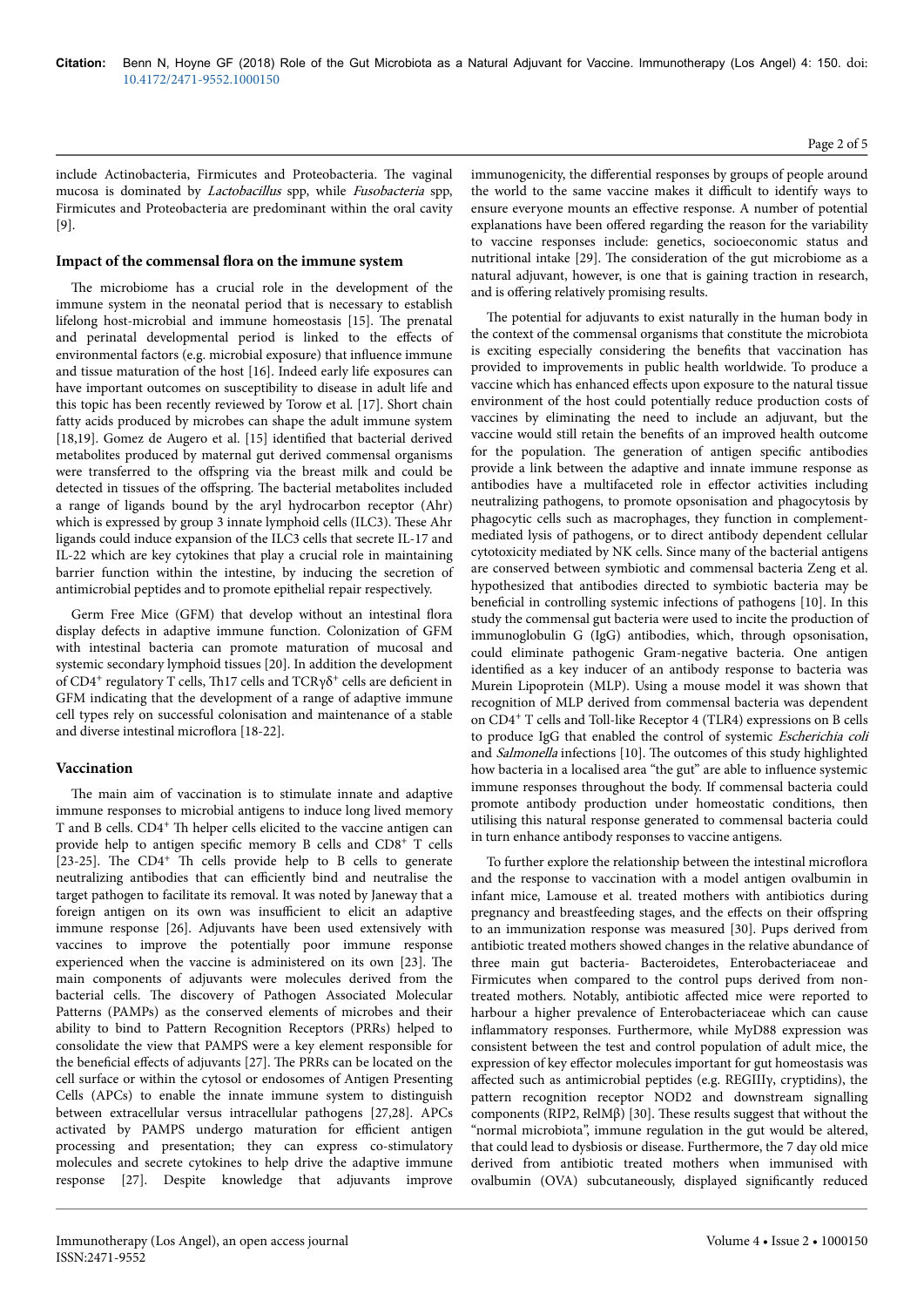include Actinobacteria, Firmicutes and Proteobacteria. The vaginal mucosa is dominated by *Lactobacillus* spp, while *Fusobacteria* spp, Firmicutes and Proteobacteria are predominant within the oral cavity [9].

## Impact of the commensal flora on the immune system

The microbiome has a crucial role in the development of the immune system in the neonatal period that is necessary to establish lifelong host-microbial and immune homeostasis [15]. The prenatal and perinatal developmental period is linked to the effects of environmental factors (e.g. microbial exposure) that influence immune and tissue maturation of the host [16]. Indeed early life exposures can have important outcomes on susceptibility to disease in adult life and this topic has been recently reviewed by Torow et al. [17]. Short chain fatty acids produced by microbes can shape the adult immune system [18,19]. Gomez de Augero et al. [15] identified that bacterial derived metabolites produced by maternal gut derived commensal organisms were transferred to the offspring via the breast milk and could be detected in tissues of the offspring. The bacterial metabolites included a range of ligands bound by the aryl hydrocarbon receptor (Ahr) which is expressed by group 3 innate lymphoid cells (ILC3). These Ahr ligands could induce expansion of the ILC3 cells that secrete IL-17 and IL-22 which are key cytokines that play a crucial role in maintaining barrier function within the intestine, by inducing the secretion of antimicrobial peptides and to promote epithelial repair respectively.

Germ Free Mice (GFM) that develop without an intestinal flora display defects in adaptive immune function. Colonization of GFM with intestinal bacteria can promote maturation of mucosal and systemic secondary lymphoid tissues [20]. In addition the development of $CD4^+$ regulatory T cells, Th17 cells and $TCR\gamma\delta^+$ cells are deficient in GFM indicating that the development of a range of adaptive immune cell types rely on successful colonisation and maintenance of a stable and diverse intestinal microflora [18-22].

## Vaccination

The main aim of vaccination is to stimulate innate and adaptive immune responses to microbial antigens to induce long lived memory T and B cells. $CD4^+$ Th helper cells elicited to the vaccine antigen can provide help to antigen specific memory B cells and $CD8^+$ T cells [23-25]. The $CD4^+$ Th cells provide help to B cells to generate neutralizing antibodies that can efficiently bind and neutralise the target pathogen to facilitate its removal. It was noted by Janeway that a foreign antigen on its own was insufficient to elicit an adaptive immune response [26]. Adjuvants have been used extensively with vaccines to improve the potentially poor immune response experienced when the vaccine is administered on its own [23]. The main components of adjuvants were molecules derived from the bacterial cells. The discovery of Pathogen Associated Molecular Patterns (PAMPs) as the conserved elements of microbes and their ability to bind to Pattern Recognition Receptors (PRRs) helped to consolidate the view that PAMPS were a key element responsible for the beneficial effects of adjuvants [27]. The PRRs can be located on the cell surface or within the cytosol or endosomes of Antigen Presenting Cells (APCs) to enable the innate immune system to distinguish between extracellular versus intracellular pathogens [27,28]. APCs activated by PAMPS undergo maturation for efficient antigen processing and presentation; they can express co-stimulatory molecules and secrete cytokines to help drive the adaptive immune response [27]. Despite knowledge that adjuvants improve immunogenicity, the differential responses by groups of people around the world to the same vaccine makes it difficult to identify ways to ensure everyone mounts an effective response. A number of potential explanations have been offered regarding the reason for the variability to vaccine responses include: genetics, socioeconomic status and nutritional intake [29]. The consideration of the gut microbiome as a natural adjuvant, however, is one that is gaining traction in research, and is offering relatively promising results.

The potential for adjuvants to exist naturally in the human body in the context of the commensal organisms that constitute the microbiota is exciting especially considering the benefits that vaccination has provided to improvements in public health worldwide. To produce a vaccine which has enhanced effects upon exposure to the natural tissue environment of the host could potentially reduce production costs of vaccines by eliminating the need to include an adjuvant, but the vaccine would still retain the benefits of an improved health outcome for the population. The generation of antigen specific antibodies provide a link between the adaptive and innate immune response as antibodies have a multifaceted role in effector activities including neutralizing pathogens, to promote opsonisation and phagocytosis by phagocytic cells such as macrophages, they function in complement-mediated lysis of pathogens, or to direct antibody dependent cellular cytotoxicity mediated by NK cells. Since many of the bacterial antigens are conserved between symbiotic and commensal bacteria Zeng et al. hypothesized that antibodies directed to symbiotic bacteria may be beneficial in controlling systemic infections of pathogens [10]. In this study the commensal gut bacteria were used to incite the production of immunoglobulin G (IgG) antibodies, which, through opsonisation, could eliminate pathogenic Gram-negative bacteria. One antigen identified as a key inducer of an antibody response to bacteria was Murein Lipoprotein (MLP). Using a mouse model it was shown that recognition of MLP derived from commensal bacteria was dependent on $CD4^+$ T cells and Toll-like Receptor 4 (TLR4) expressions on B cells to produce IgG that enabled the control of systemic *Escherichia coli* and *Salmonella* infections [10]. The outcomes of this study highlighted how bacteria in a localised area "the gut" are able to influence systemic immune responses throughout the body. If commensal bacteria could promote antibody production under homeostatic conditions, then utilising this natural response generated to commensal bacteria could in turn enhance antibody responses to vaccine antigens.

To further explore the relationship between the intestinal microflora and the response to vaccination with a model antigen ovalbumin in infant mice, Lamouse et al. treated mothers with antibiotics during pregnancy and breastfeeding stages, and the effects on their offspring to an immunization response was measured [30]. Pups derived from antibiotic treated mothers showed changes in the relative abundance of three main gut bacteria- Bacteroidetes, Enterobacteriaceae and Firmicutes when compared to the control pups derived from non-treated mothers. Notably, antibiotic affected mice were reported to harbour a higher prevalence of Enterobacteriaceae which can cause inflammatory responses. Furthermore, while MyD88 expression was consistent between the test and control population of adult mice, the expression of key effector molecules important for gut homeostasis was affected such as antimicrobial peptides (e.g. REGIIIγ, cryptidins), the pattern recognition receptor NOD2 and downstream signalling components (RIP2, RelMβ) [30]. These results suggest that without the "normal microbiota", immune regulation in the gut would be altered, that could lead to dysbiosis or disease. Furthermore, the 7 day old mice derived from antibiotic treated mothers when immunised with ovalbumin (OVA) subcutaneously, displayed significantly reduced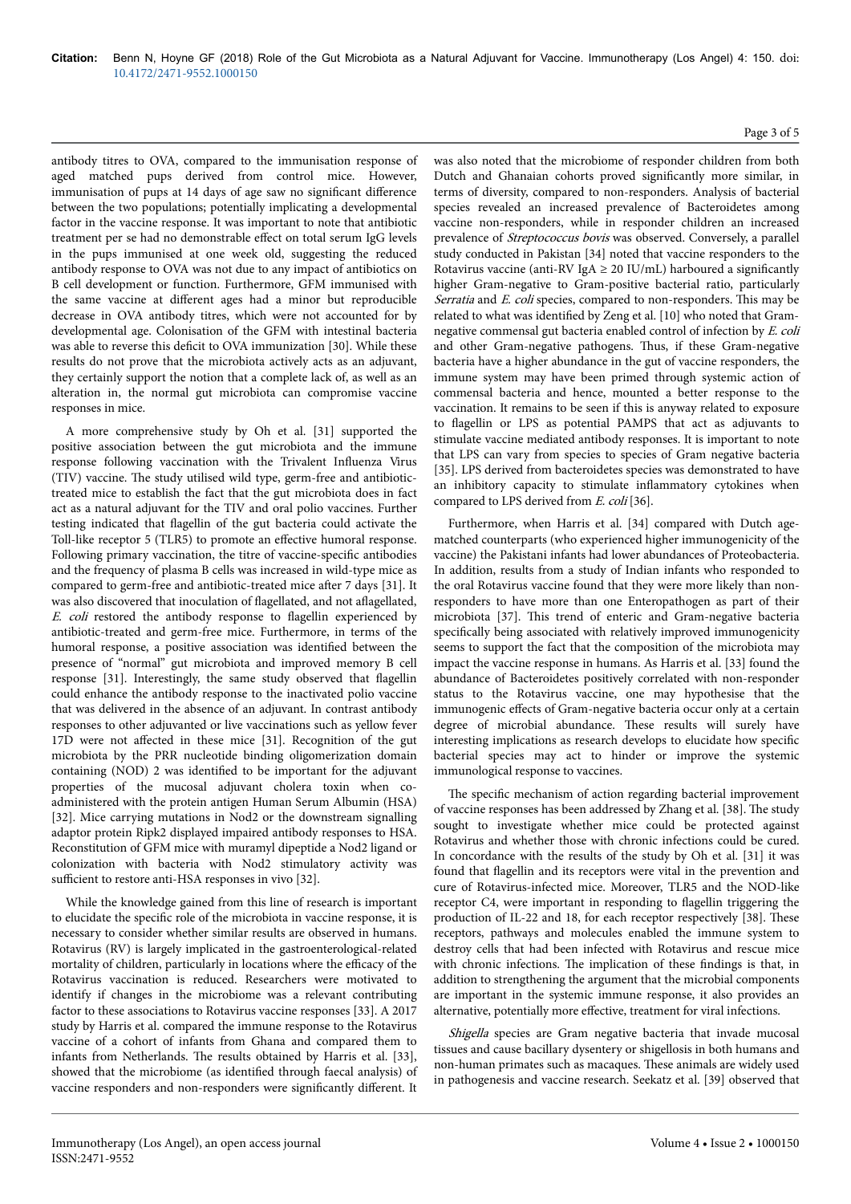antibody titres to OVA, compared to the immunisation response of aged matched pups derived from control mice. However, immunisation of pups at 14 days of age saw no significant difference between the two populations; potentially implicating a developmental factor in the vaccine response. It was important to note that antibiotic treatment per se had no demonstrable effect on total serum IgG levels in the pups immunised at one week old, suggesting the reduced antibody response to OVA was not due to any impact of antibiotics on B cell development or function. Furthermore, GFM immunised with the same vaccine at different ages had a minor but reproducible decrease in OVA antibody titres, which were not accounted for by developmental age. Colonisation of the GFM with intestinal bacteria was able to reverse this deficit to OVA immunization [30]. While these results do not prove that the microbiota actively acts as an adjuvant, they certainly support the notion that a complete lack of, as well as an alteration in, the normal gut microbiota can compromise vaccine responses in mice.

A more comprehensive study by Oh et al. [31] supported the positive association between the gut microbiota and the immune response following vaccination with the Trivalent Influenza Virus (TIV) vaccine. The study utilised wild type, germ-free and antibiotic-treated mice to establish the fact that the gut microbiota does in fact act as a natural adjuvant for the TIV and oral polio vaccines. Further testing indicated that flagellin of the gut bacteria could activate the Toll-like receptor 5 (TLR5) to promote an effective humoral response. Following primary vaccination, the titre of vaccine-specific antibodies and the frequency of plasma B cells was increased in wild-type mice as compared to germ-free and antibiotic-treated mice after 7 days [31]. It was also discovered that inoculation of flagellated, and not aflagellated, *E. coli* restored the antibody response to flagellin experienced by antibiotic-treated and germ-free mice. Furthermore, in terms of the humoral response, a positive association was identified between the presence of "normal" gut microbiota and improved memory B cell response [31]. Interestingly, the same study observed that flagellin could enhance the antibody response to the inactivated polio vaccine that was delivered in the absence of an adjuvant. In contrast antibody responses to other adjuvanted or live vaccinations such as yellow fever 17D were not affected in these mice [31]. Recognition of the gut microbiota by the PRR nucleotide binding oligomerization domain containing (NOD) 2 was identified to be important for the adjuvant properties of the mucosal adjuvant cholera toxin when co-administered with the protein antigen Human Serum Albumin (HSA) [32]. Mice carrying mutations in Nod2 or the downstream signalling adaptor protein Ripk2 displayed impaired antibody responses to HSA. Reconstitution of GFM mice with muramyl dipeptide a Nod2 ligand or colonization with bacteria with Nod2 stimulatory activity was sufficient to restore anti-HSA responses in vivo [32].

While the knowledge gained from this line of research is important to elucidate the specific role of the microbiota in vaccine response, it is necessary to consider whether similar results are observed in humans. Rotavirus (RV) is largely implicated in the gastroenterological-related mortality of children, particularly in locations where the efficacy of the Rotavirus vaccination is reduced. Researchers were motivated to identify if changes in the microbiome was a relevant contributing factor to these associations to Rotavirus vaccine responses [33]. A 2017 study by Harris et al. compared the immune response to the Rotavirus vaccine of a cohort of infants from Ghana and compared them to infants from Netherlands. The results obtained by Harris et al. [33], showed that the microbiome (as identified through faecal analysis) of vaccine responders and non-responders were significantly different. It was also noted that the microbiome of responder children from both Dutch and Ghanaian cohorts proved significantly more similar, in terms of diversity, compared to non-responders. Analysis of bacterial species revealed an increased prevalence of Bacteroidetes among vaccine non-responders, while in responder children an increased prevalence of *Streptococcus bovis* was observed. Conversely, a parallel study conducted in Pakistan [34] noted that vaccine responders to the Rotavirus vaccine (anti-RV IgA ≥ 20 IU/mL) harboured a significantly higher Gram-negative to Gram-positive bacterial ratio, particularly *Serratia* and *E. coli* species, compared to non-responders. This may be related to what was identified by Zeng et al. [10] who noted that Gram-negative commensal gut bacteria enabled control of infection by *E. coli* and other Gram-negative pathogens. Thus, if these Gram-negative bacteria have a higher abundance in the gut of vaccine responders, the immune system may have been primed through systemic action of commensal bacteria and hence, mounted a better response to the vaccination. It remains to be seen if this is anyway related to exposure to flagellin or LPS as potential PAMPS that act as adjuvants to stimulate vaccine mediated antibody responses. It is important to note that LPS can vary from species to species of Gram negative bacteria [35]. LPS derived from bacteroidetes species was demonstrated to have an inhibitory capacity to stimulate inflammatory cytokines when compared to LPS derived from *E. coli* [36].

Furthermore, when Harris et al. [34] compared with Dutch age-matched counterparts (who experienced higher immunogenicity of the vaccine) the Pakistani infants had lower abundances of Proteobacteria. In addition, results from a study of Indian infants who responded to the oral Rotavirus vaccine found that they were more likely than non-responders to have more than one Enteropathogen as part of their microbiota [37]. This trend of enteric and Gram-negative bacteria specifically being associated with relatively improved immunogenicity seems to support the fact that the composition of the microbiota may impact the vaccine response in humans. As Harris et al. [33] found the abundance of Bacteroidetes positively correlated with non-responder status to the Rotavirus vaccine, one may hypothesise that the immunogenic effects of Gram-negative bacteria occur only at a certain degree of microbial abundance. These results will surely have interesting implications as research develops to elucidate how specific bacterial species may act to hinder or improve the systemic immunological response to vaccines.

The specific mechanism of action regarding bacterial improvement of vaccine responses has been addressed by Zhang et al. [38]. The study sought to investigate whether mice could be protected against Rotavirus and whether those with chronic infections could be cured. In concordance with the results of the study by Oh et al. [31] it was found that flagellin and its receptors were vital in the prevention and cure of Rotavirus-infected mice. Moreover, TLR5 and the NOD-like receptor C4, were important in responding to flagellin triggering the production of IL-22 and 18, for each receptor respectively [38]. These receptors, pathways and molecules enabled the immune system to destroy cells that had been infected with Rotavirus and rescue mice with chronic infections. The implication of these findings is that, in addition to strengthening the argument that the microbial components are important in the systemic immune response, it also provides an alternative, potentially more effective, treatment for viral infections.

*Shigella* species are Gram negative bacteria that invade mucosal tissues and cause bacillary dysentery or shigellosis in both humans and non-human primates such as macaques. These animals are widely used in pathogenesis and vaccine research. Seekatz et al. [39] observed that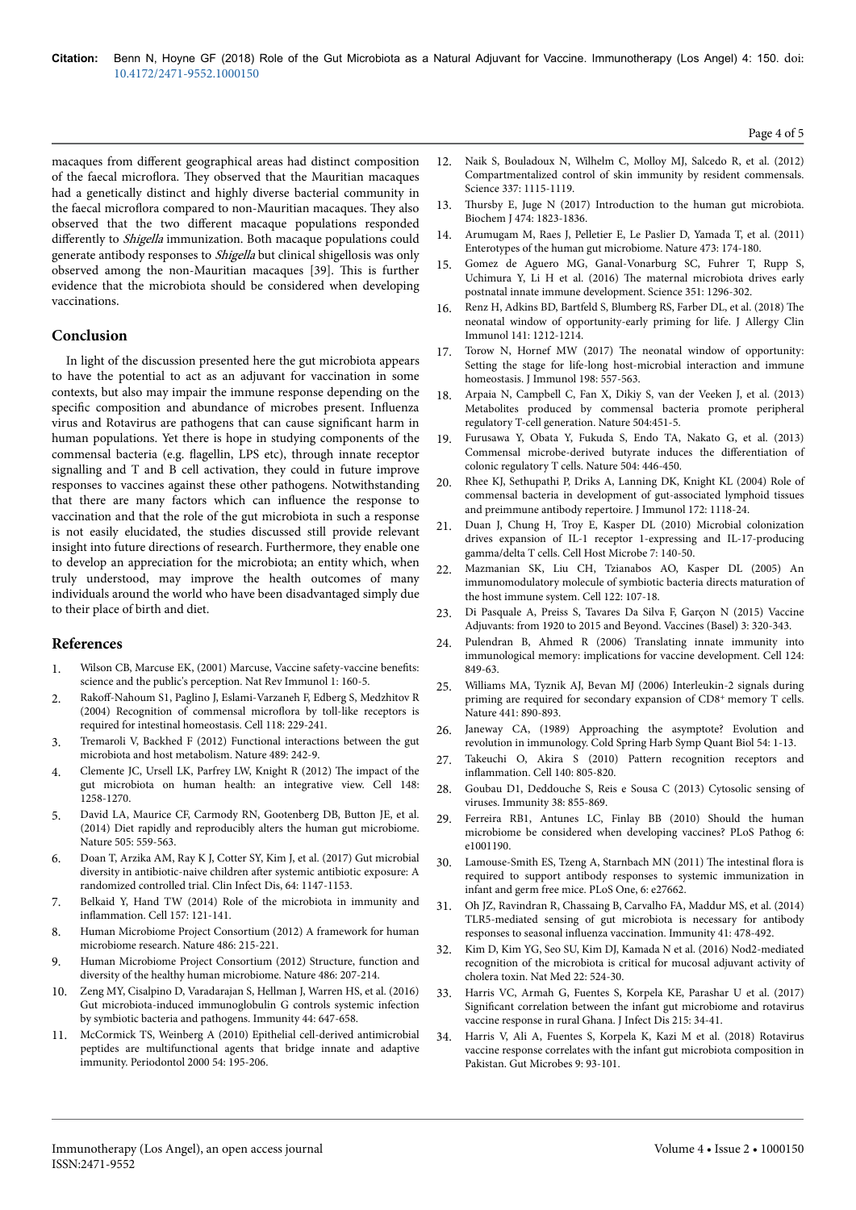macaques from different geographical areas had distinct composition of the faecal microflora. They observed that the Mauritian macaques had a genetically distinct and highly diverse bacterial community in the faecal microflora compared to non-Mauritian macaques. They also observed that the two different macaque populations responded differently to *Shigella* immunization. Both macaque populations could generate antibody responses to *Shigella* but clinical shigellosis was only observed among the non-Mauritian macaques [39]. This is further evidence that the microbiota should be considered when developing vaccinations.

## Conclusion

In light of the discussion presented here the gut microbiota appears to have the potential to act as an adjuvant for vaccination in some contexts, but also may impair the immune response depending on the specific composition and abundance of microbes present. Influenza virus and Rotavirus are pathogens that can cause significant harm in human populations. Yet there is hope in studying components of the commensal bacteria (e.g. flagellin, LPS etc), through innate receptor signalling and T and B cell activation, they could in future improve responses to vaccines against these other pathogens. Notwithstanding that there are many factors which can influence the response to vaccination and that the role of the gut microbiota in such a response is not easily elucidated, the studies discussed still provide relevant insight into future directions of research. Furthermore, they enable one to develop an appreciation for the microbiota; an entity which, when truly understood, may improve the health outcomes of many individuals around the world who have been disadvantaged simply due to their place of birth and diet.

## References

1. Wilson CB, Marcuse EK, (2001) Marcuse, Vaccine safety-vaccine benefits: science and the public's perception. Nat Rev Immunol 1: 160-5.
2. Rakoff-Nahoum S1, Paglino J, Eslami-Varzaneh F, Edberg S, Medzhitov R (2004) Recognition of commensal microflora by toll-like receptors is required for intestinal homeostasis. Cell 118: 229-241.
3. Tremaroli V, Backhed F (2012) Functional interactions between the gut microbiota and host metabolism. Nature 489: 242-9.
4. Clemente JC, Ursell LK, Parfrey LW, Knight R (2012) The impact of the gut microbiota on human health: an integrative view. Cell 148: 1258-1270.
5. David LA, Maurice CF, Carmody RN, Gootenberg DB, Button JE, et al. (2014) Diet rapidly and reproducibly alters the human gut microbiome. Nature 505: 559-563.
6. Doan T, Arzika AM, Ray K J, Cotter SY, Kim J, et al. (2017) Gut microbial diversity in antibiotic-naive children after systemic antibiotic exposure: A randomized controlled trial. Clin Infect Dis, 64: 1147-1153.
7. Belkaid Y, Hand TW (2014) Role of the microbiota in immunity and inflammation. Cell 157: 121-141.
8. Human Microbiome Project Consortium (2012) A framework for human microbiome research. Nature 486: 215-221.
9. Human Microbiome Project Consortium (2012) Structure, function and diversity of the healthy human microbiome. Nature 486: 207-214.
10. Zeng MY, Cisalpino D, Varadarajan S, Hellman J, Warren HS, et al. (2016) Gut microbiota-induced immunoglobulin G controls systemic infection by symbiotic bacteria and pathogens. Immunity 44: 647-658.
11. McCormick TS, Weinberg A (2010) Epithelial cell-derived antimicrobial peptides are multifunctional agents that bridge innate and adaptive immunity. Periodontol 2000 54: 195-206.
12. Naik S, Bouladoux N, Wilhelm C, Molloy MJ, Salcedo R, et al. (2012) Compartmentalized control of skin immunity by resident commensals. Science 337: 1115-1119.
13. Thursby E, Juge N (2017) Introduction to the human gut microbiota. Biochem J 474: 1823-1836.
14. Arumugam M, Raes J, Pelletier E, Le Paslier D, Yamada T, et al. (2011) Enterotypes of the human gut microbiome. Nature 473: 174-180.
15. Gomez de Aguero MG, Ganal-Vonarburg SC, Fuhrer T, Rupp S, Uchimura Y, Li H et al. (2016) The maternal microbiota drives early postnatal innate immune development. Science 351: 1296-302.
16. Renz H, Adkins BD, Bartfeld S, Blumberg RS, Farber DL, et al. (2018) The neonatal window of opportunity-early priming for life. J Allergy Clin Immunol 141: 1212-1214.
17. Torow N, Hornef MW (2017) The neonatal window of opportunity: Setting the stage for life-long host-microbial interaction and immune homeostasis. J Immunol 198: 557-563.
18. Arpaia N, Campbell C, Fan X, Dikiy S, van der Veeken J, et al. (2013) Metabolites produced by commensal bacteria promote peripheral regulatory T-cell generation. Nature 504:451-5.
19. Furusawa Y, Obata Y, Fukuda S, Endo TA, Nakato G, et al. (2013) Commensal microbe-derived butyrate induces the differentiation of colonic regulatory T cells. Nature 504: 446-450.
20. Rhee KJ, Sethupathi P, Driks A, Lanning DK, Knight KL (2004) Role of commensal bacteria in development of gut-associated lymphoid tissues and preimmune antibody repertoire. J Immunol 172: 1118-24.
21. Duan J, Chung H, Troy E, Kasper DL (2010) Microbial colonization drives expansion of IL-1 receptor 1-expressing and IL-17-producing gamma/delta T cells. Cell Host Microbe 7: 140-50.
22. Mazmanian SK, Liu CH, Tzianabos AO, Kasper DL (2005) An immunomodulatory molecule of symbiotic bacteria directs maturation of the host immune system. Cell 122: 107-18.
23. Di Pasquale A, Preiss S, Tavares Da Silva F, Garçon N (2015) Vaccine Adjuvants: from 1920 to 2015 and Beyond. Vaccines (Basel) 3: 320-343.
24. Pulendran B, Ahmed R (2006) Translating innate immunity into immunological memory: implications for vaccine development. Cell 124: 849-63.
25. Williams MA, Tyznik AJ, Bevan MJ (2006) Interleukin-2 signals during priming are required for secondary expansion of CD8+ memory T cells. Nature 441: 890-893.
26. Janeway CA, (1989) Approaching the asymptote? Evolution and revolution in immunology. Cold Spring Harb Symp Quant Biol 54: 1-13.
27. Takeuchi O, Akira S (2010) Pattern recognition receptors and inflammation. Cell 140: 805-820.
28. Goubau D1, Deddouche S, Reis e Sousa C (2013) Cytosolic sensing of viruses. Immunity 38: 855-869.
29. Ferreira RB1, Antunes LC, Finlay BB (2010) Should the human microbiome be considered when developing vaccines? PLoS Pathog 6: e1001190.
30. Lamouse-Smith ES, Tzeng A, Starnbach MN (2011) The intestinal flora is required to support antibody responses to systemic immunization in infant and germ free mice. PLoS One, 6: e27662.
31. Oh JZ, Ravindran R, Chassaing B, Carvalho FA, Maddur MS, et al. (2014) TLR5-mediated sensing of gut microbiota is necessary for antibody responses to seasonal influenza vaccination. Immunity 41: 478-492.
32. Kim D, Kim YG, Seo SU, Kim DJ, Kamada N et al. (2016) Nod2-mediated recognition of the microbiota is critical for mucosal adjuvant activity of cholera toxin. Nat Med 22: 524-30.
33. Harris VC, Armah G, Fuentes S, Korpela KE, Parashar U et al. (2017) Significant correlation between the infant gut microbiome and rotavirus vaccine response in rural Ghana. J Infect Dis 215: 34-41.
34. Harris V, Ali A, Fuentes S, Korpela K, Kazi M et al. (2018) Rotavirus vaccine response correlates with the infant gut microbiota composition in Pakistan. Gut Microbes 9: 93-101.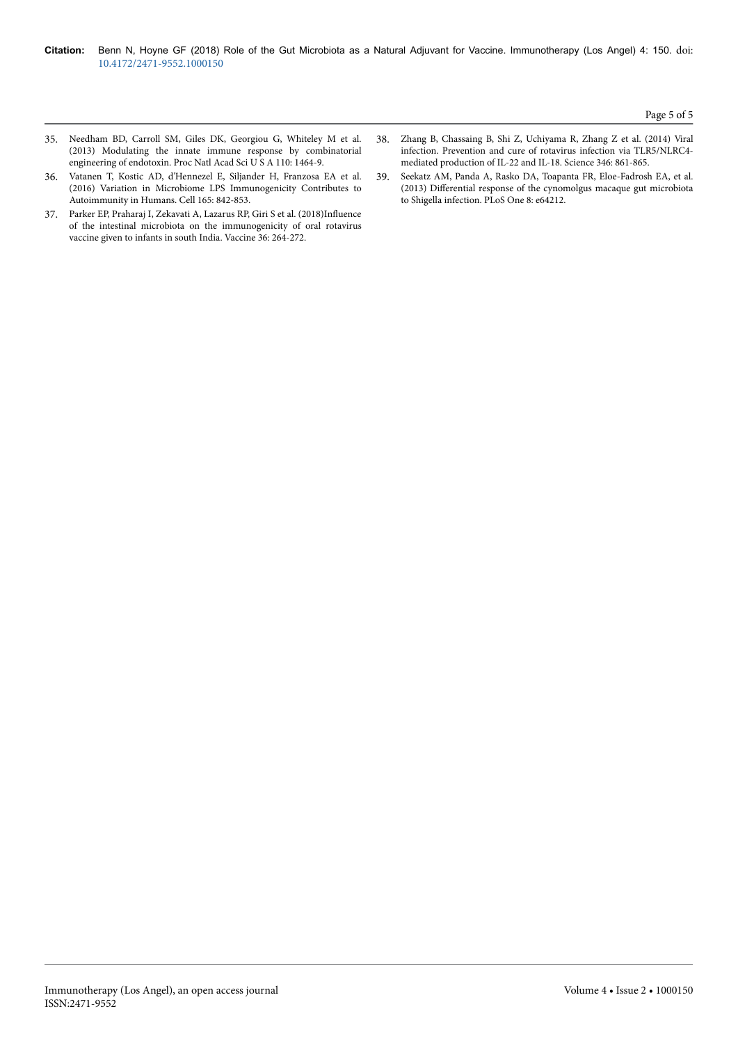35. Needham BD, Carroll SM, Giles DK, Georgiou G, Whiteley M et al. (2013) Modulating the innate immune response by combinatorial engineering of endotoxin. Proc Natl Acad Sci U S A 110: 1464-9.
36. Vatanen T, Kostic AD, d'Hennezel E, Siljander H, Franzosa EA et al. (2016) Variation in Microbiome LPS Immunogenicity Contributes to Autoimmunity in Humans. Cell 165: 842-853.
37. Parker EP, Praharaj I, Zekavati A, Lazarus RP, Giri S et al. (2018)Influence of the intestinal microbiota on the immunogenicity of oral rotavirus vaccine given to infants in south India. Vaccine 36: 264-272.
38. Zhang B, Chassaing B, Shi Z, Uchiyama R, Zhang Z et al. (2014) Viral infection. Prevention and cure of rotavirus infection via TLR5/NLRC4-mediated production of IL-22 and IL-18. Science 346: 861-865.
39. Seekatz AM, Panda A, Rasko DA, Toapanta FR, Eloe-Fadrosh EA, et al. (2013) Differential response of the cynomolgus macaque gut microbiota to Shigella infection. PLoS One 8: e64212.